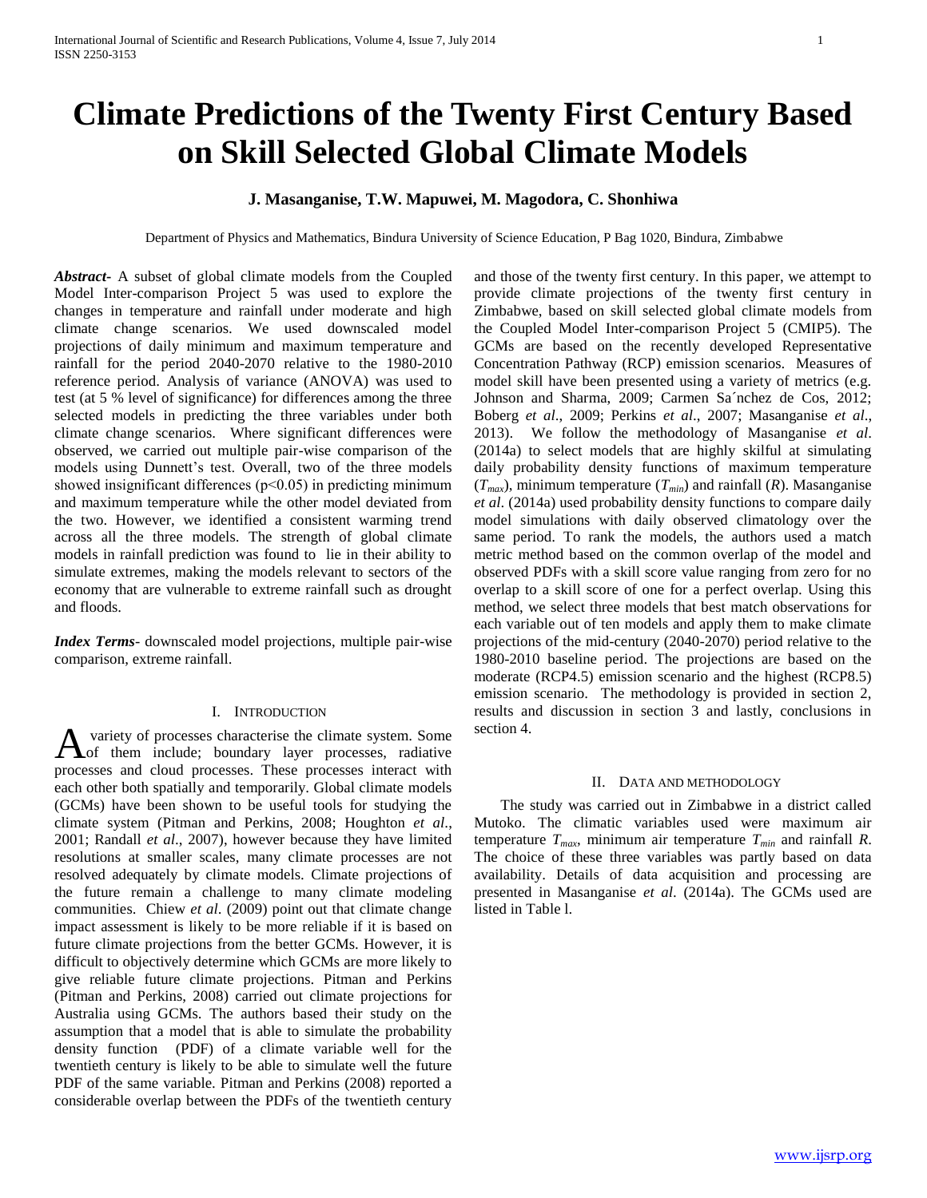# Climate Predictions of the Twenty First Century Based on Skill Selected Global Climate Models

**J. Masanganise, T.W. Mapuwei, M. Magodora, C. Shonhiwa**

Department of Physics and Mathematics, Bindura University of Science Education, P Bag 1020, Bindura, Zimbabwe

***Abstract*****-** A subset of global climate models from the Coupled Model Inter-comparison Project 5 was used to explore the changes in temperature and rainfall under moderate and high climate change scenarios. We used downscaled model projections of daily minimum and maximum temperature and rainfall for the period 2040-2070 relative to the 1980-2010 reference period. Analysis of variance (ANOVA) was used to test (at 5 % level of significance) for differences among the three selected models in predicting the three variables under both climate change scenarios. Where significant differences were observed, we carried out multiple pair-wise comparison of the models using Dunnett's test. Overall, two of the three models showed insignificant differences ($p<0.05$) in predicting minimum and maximum temperature while the other model deviated from the two. However, we identified a consistent warming trend across all the three models. The strength of global climate models in rainfall prediction was found to lie in their ability to simulate extremes, making the models relevant to sectors of the economy that are vulnerable to extreme rainfall such as drought and floods.

***Index Terms*****-** downscaled model projections, multiple pair-wise comparison, extreme rainfall.

## I. Introduction

A variety of processes characterise the climate system. Some of them include; boundary layer processes, radiative processes and cloud processes. These processes interact with each other both spatially and temporarily. Global climate models (GCMs) have been shown to be useful tools for studying the climate system (Pitman and Perkins, 2008; Houghton *et al*., 2001; Randall *et al*., 2007), however because they have limited resolutions at smaller scales, many climate processes are not resolved adequately by climate models. Climate projections of the future remain a challenge to many climate modeling communities. Chiew *et al*. (2009) point out that climate change impact assessment is likely to be more reliable if it is based on future climate projections from the better GCMs. However, it is difficult to objectively determine which GCMs are more likely to give reliable future climate projections. Pitman and Perkins (Pitman and Perkins, 2008) carried out climate projections for Australia using GCMs. The authors based their study on the assumption that a model that is able to simulate the probability density function (PDF) of a climate variable well for the twentieth century is likely to be able to simulate well the future PDF of the same variable. Pitman and Perkins (2008) reported a considerable overlap between the PDFs of the twentieth century and those of the twenty first century. In this paper, we attempt to provide climate projections of the twenty first century in Zimbabwe, based on skill selected global climate models from the Coupled Model Inter-comparison Project 5 (CMIP5). The GCMs are based on the recently developed Representative Concentration Pathway (RCP) emission scenarios. Measures of model skill have been presented using a variety of metrics (e.g. Johnson and Sharma, 2009; Carmen Sa´nchez de Cos, 2012; Boberg *et al*., 2009; Perkins *et al*., 2007; Masanganise *et al*., 2013). We follow the methodology of Masanganise *et al*. (2014a) to select models that are highly skilful at simulating daily probability density functions of maximum temperature ($T_{max}$), minimum temperature ($T_{min}$) and rainfall ($R$). Masanganise *et al*. (2014a) used probability density functions to compare daily model simulations with daily observed climatology over the same period. To rank the models, the authors used a match metric method based on the common overlap of the model and observed PDFs with a skill score value ranging from zero for no overlap to a skill score of one for a perfect overlap. Using this method, we select three models that best match observations for each variable out of ten models and apply them to make climate projections of the mid-century (2040-2070) period relative to the 1980-2010 baseline period. The projections are based on the moderate (RCP4.5) emission scenario and the highest (RCP8.5) emission scenario. The methodology is provided in section 2, results and discussion in section 3 and lastly, conclusions in section 4.

## II. Data and Methodology

The study was carried out in Zimbabwe in a district called Mutoko. The climatic variables used were maximum air temperature $T_{max}$, minimum air temperature $T_{min}$ and rainfall $R$. The choice of these three variables was partly based on data availability. Details of data acquisition and processing are presented in Masanganise *et al*. (2014a). The GCMs used are listed in Table l.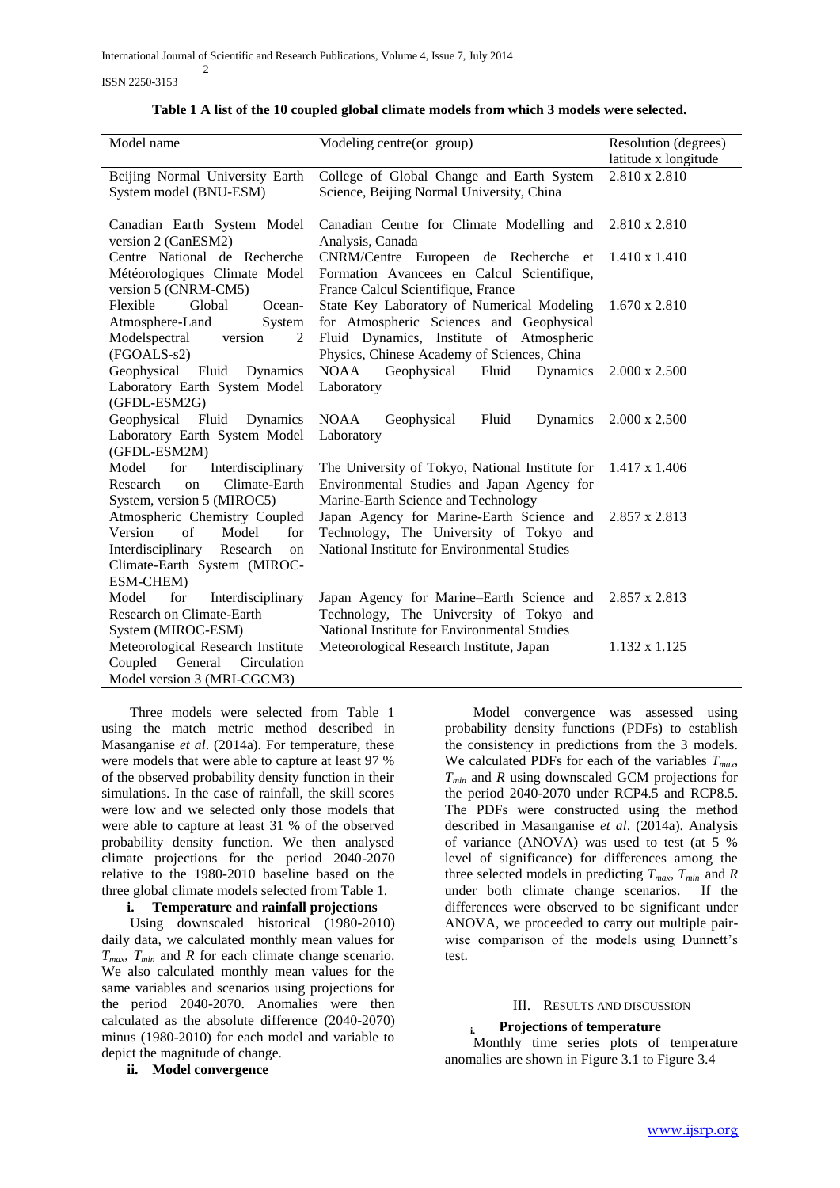**Table 1 A list of the 10 coupled global climate models from which 3 models were selected.**

| Model name | Modeling centre(or group) | Resolution (degrees) latitude x longitude |
|---|---|---|
| Beijing Normal University Earth System model (BNU-ESM) | College of Global Change and Earth System Science, Beijing Normal University, China | 2.810 x 2.810 |
| Canadian Earth System Model version 2 (CanESM2) | Canadian Centre for Climate Modelling and Analysis, Canada | 2.810 x 2.810 |
| Centre National de Recherche Météorologiques Climate Model version 5 (CNRM-CM5) | CNRM/Centre Europeen de Recherche et Formation Avancees en Calcul Scientifique, France Calcul Scientifique, France | 1.410 x 1.410 |
| Flexible Global Ocean-Atmosphere-Land System Modelspectral version 2 (FGOALS-s2) | State Key Laboratory of Numerical Modeling for Atmospheric Sciences and Geophysical Fluid Dynamics, Institute of Atmospheric Physics, Chinese Academy of Sciences, China | 1.670 x 2.810 |
| Geophysical Fluid Dynamics Laboratory Earth System Model (GFDL-ESM2G) | NOAA Geophysical Fluid Dynamics Laboratory | 2.000 x 2.500 |
| Geophysical Fluid Dynamics Laboratory Earth System Model (GFDL-ESM2M) | NOAA Geophysical Fluid Dynamics Laboratory | 2.000 x 2.500 |
| Model for Interdisciplinary Research on Climate-Earth System, version 5 (MIROC5) | The University of Tokyo, National Institute for Environmental Studies and Japan Agency for Marine-Earth Science and Technology | 1.417 x 1.406 |
| Atmospheric Chemistry Coupled Version of Model for Interdisciplinary Research on Climate-Earth System (MIROC-ESM-CHEM) | Japan Agency for Marine-Earth Science and Technology, The University of Tokyo and National Institute for Environmental Studies | 2.857 x 2.813 |
| Model for Interdisciplinary Research on Climate-Earth System (MIROC-ESM) | Japan Agency for Marine–Earth Science and Technology, The University of Tokyo and National Institute for Environmental Studies | 2.857 x 2.813 |
| Meteorological Research Institute Coupled General Circulation Model version 3 (MRI-CGCM3) | Meteorological Research Institute, Japan | 1.132 x 1.125 |

Three models were selected from Table 1 using the match metric method described in Masanganise *et al*. (2014a). For temperature, these were models that were able to capture at least 97 % of the observed probability density function in their simulations. In the case of rainfall, the skill scores were low and we selected only those models that were able to capture at least 31 % of the observed probability density function. We then analysed climate projections for the period 2040-2070 relative to the 1980-2010 baseline based on the three global climate models selected from Table 1.

**i. Temperature and rainfall projections**

Using downscaled historical (1980-2010) daily data, we calculated monthly mean values for $T_{max}$, $T_{min}$ and $R$ for each climate change scenario. We also calculated monthly mean values for the same variables and scenarios using projections for the period 2040-2070. Anomalies were then calculated as the absolute difference (2040-2070) minus (1980-2010) for each model and variable to depict the magnitude of change.

**ii. Model convergence**

Model convergence was assessed using probability density functions (PDFs) to establish the consistency in predictions from the 3 models. We calculated PDFs for each of the variables $T_{max}$, $T_{min}$ and $R$ using downscaled GCM projections for the period 2040-2070 under RCP4.5 and RCP8.5. The PDFs were constructed using the method described in Masanganise *et al*. (2014a). Analysis of variance (ANOVA) was used to test (at 5 % level of significance) for differences among the three selected models in predicting $T_{max}$, $T_{min}$ and $R$ under both climate change scenarios. If the differences were observed to be significant under ANOVA, we proceeded to carry out multiple pair-wise comparison of the models using Dunnett's test.

## III. Results and Discussion

**i. Projections of temperature**

Monthly time series plots of temperature anomalies are shown in Figure 3.1 to Figure 3.4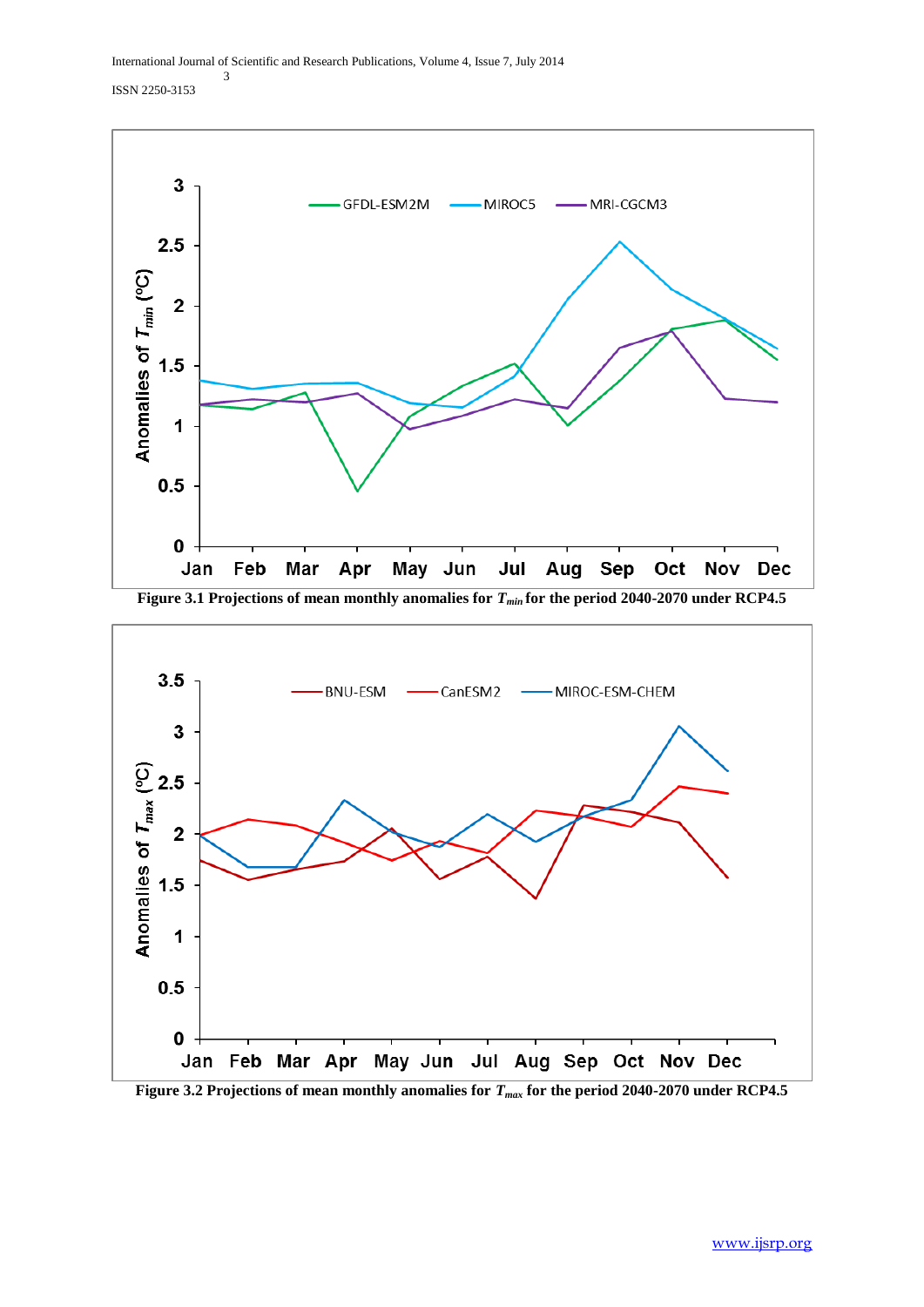Figure 3.1 Projections of mean monthly anomalies for $T_{min}$ for the period 2040-2070 under RCP4.5

Figure 3.2 Projections of mean monthly anomalies for $T_{max}$ for the period 2040-2070 under RCP4.5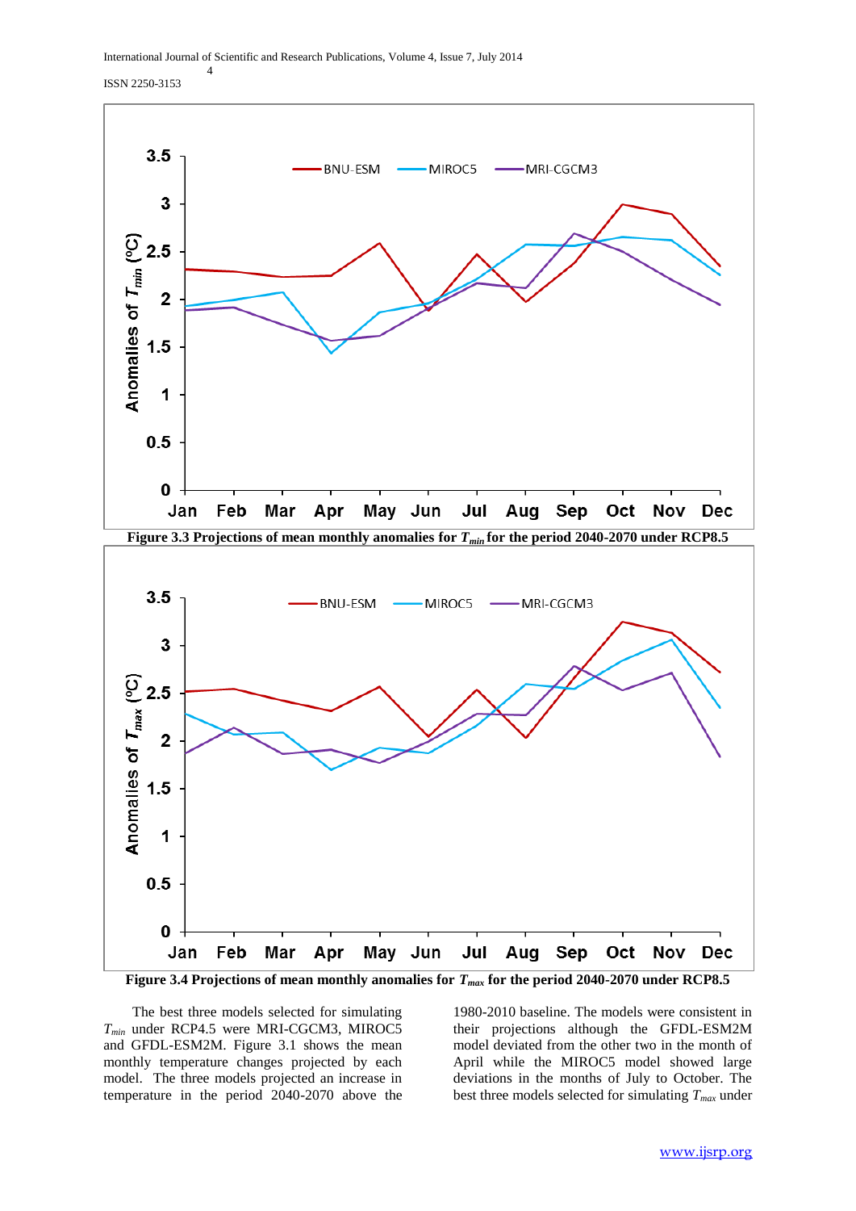Figure 3.3 Projections of mean monthly anomalies for $T_{min}$ for the period 2040-2070 under RCP8.5

Figure 3.4 Projections of mean monthly anomalies for $T_{max}$ for the period 2040-2070 under RCP8.5

The best three models selected for simulating $T_{min}$ under RCP4.5 were MRI-CGCM3, MIROC5 and GFDL-ESM2M. Figure 3.1 shows the mean monthly temperature changes projected by each model. The three models projected an increase in temperature in the period 2040-2070 above the 1980-2010 baseline. The models were consistent in their projections although the GFDL-ESM2M model deviated from the other two in the month of April while the MIROC5 model showed large deviations in the months of July to October. The best three models selected for simulating $T_{max}$ under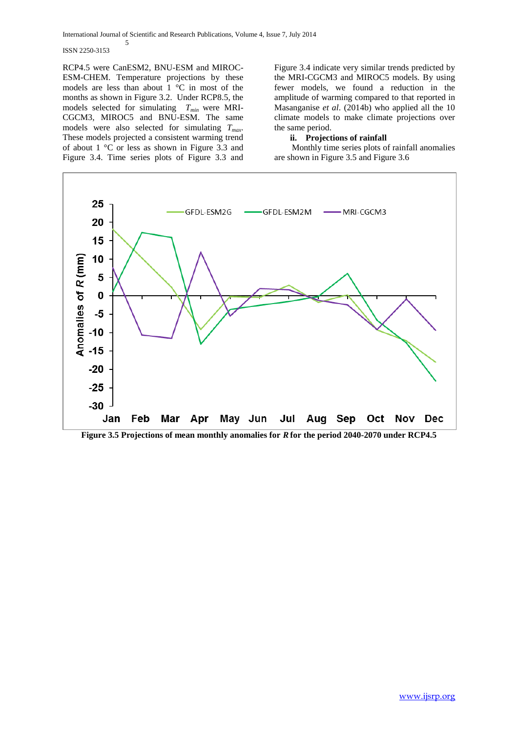RCP4.5 were CanESM2, BNU-ESM and MIROC-ESM-CHEM. Temperature projections by these models are less than about 1 °C in most of the months as shown in Figure 3.2. Under RCP8.5, the models selected for simulating $T_{min}$ were MRI-CGCM3, MIROC5 and BNU-ESM. The same models were also selected for simulating $T_{max}$. These models projected a consistent warming trend of about 1 °C or less as shown in Figure 3.3 and Figure 3.4. Time series plots of Figure 3.3 and Figure 3.4 indicate very similar trends predicted by the MRI-CGCM3 and MIROC5 models. By using fewer models, we found a reduction in the amplitude of warming compared to that reported in Masanganise *et al*. (2014b) who applied all the 10 climate models to make climate projections over the same period.

**ii. Projections of rainfall**

Monthly time series plots of rainfall anomalies are shown in Figure 3.5 and Figure 3.6

**Figure 3.5 Projections of mean monthly anomalies for *R* for the period 2040-2070 under RCP4.5**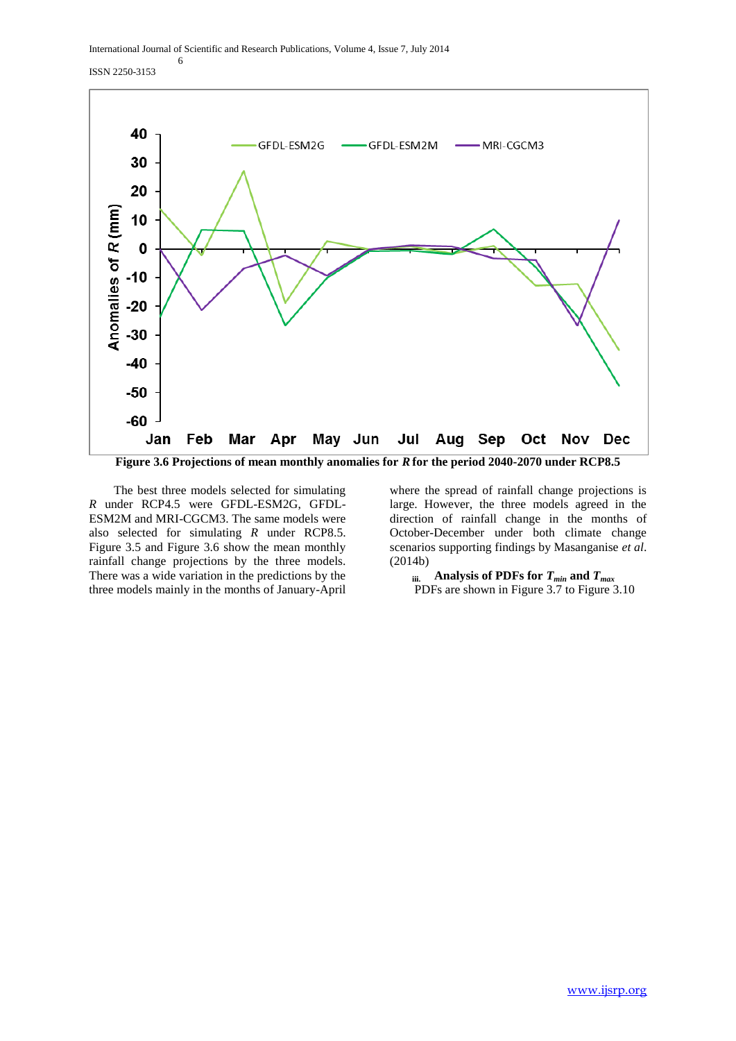Figure 3.6 Projections of mean monthly anomalies for *R* for the period 2040-2070 under RCP8.5

The best three models selected for simulating *R* under RCP4.5 were GFDL-ESM2G, GFDL-ESM2M and MRI-CGCM3. The same models were also selected for simulating *R* under RCP8.5. Figure 3.5 and Figure 3.6 show the mean monthly rainfall change projections by the three models. There was a wide variation in the predictions by the three models mainly in the months of January-April where the spread of rainfall change projections is large. However, the three models agreed in the direction of rainfall change in the months of October-December under both climate change scenarios supporting findings by Masanganise *et al*. (2014b)

### iii. Analysis of PDFs for $T_{min}$ and $T_{max}$

PDFs are shown in Figure 3.7 to Figure 3.10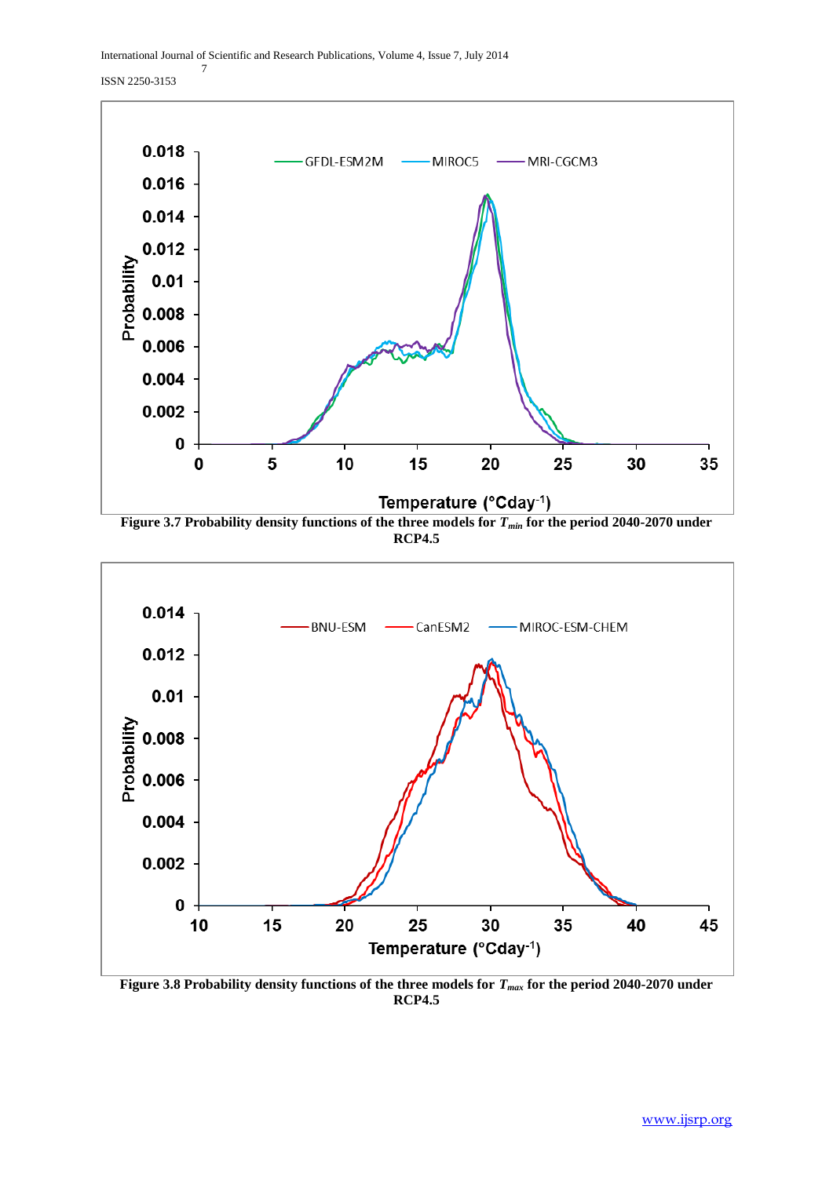Figure 3.7 Probability density functions of the three models for $T_{min}$ for the period 2040-2070 under RCP4.5

Figure 3.8 Probability density functions of the three models for $T_{max}$ for the period 2040-2070 under RCP4.5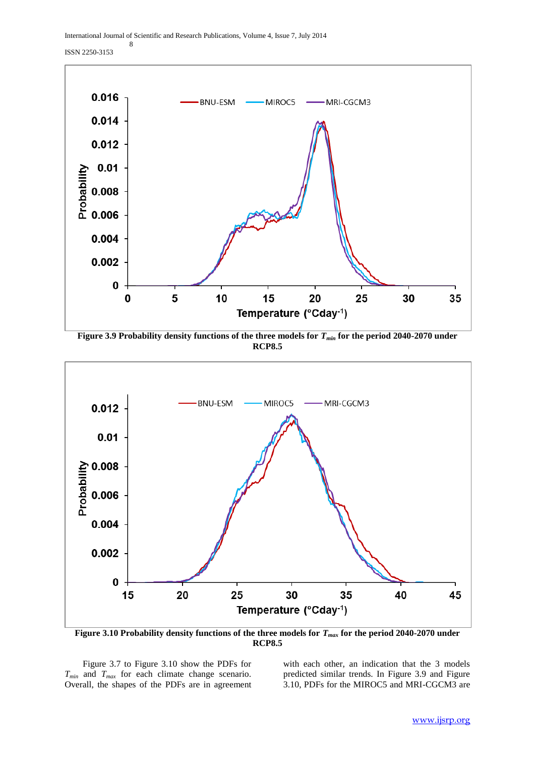**Figure 3.9 Probability density functions of the three models for $T_{min}$ for the period 2040-2070 under RCP8.5**

**Figure 3.10 Probability density functions of the three models for $T_{max}$ for the period 2040-2070 under RCP8.5**

Figure 3.7 to Figure 3.10 show the PDFs for $T_{min}$ and $T_{max}$ for each climate change scenario. Overall, the shapes of the PDFs are in agreement with each other, an indication that the 3 models predicted similar trends. In Figure 3.9 and Figure 3.10, PDFs for the MIROC5 and MRI-CGCM3 are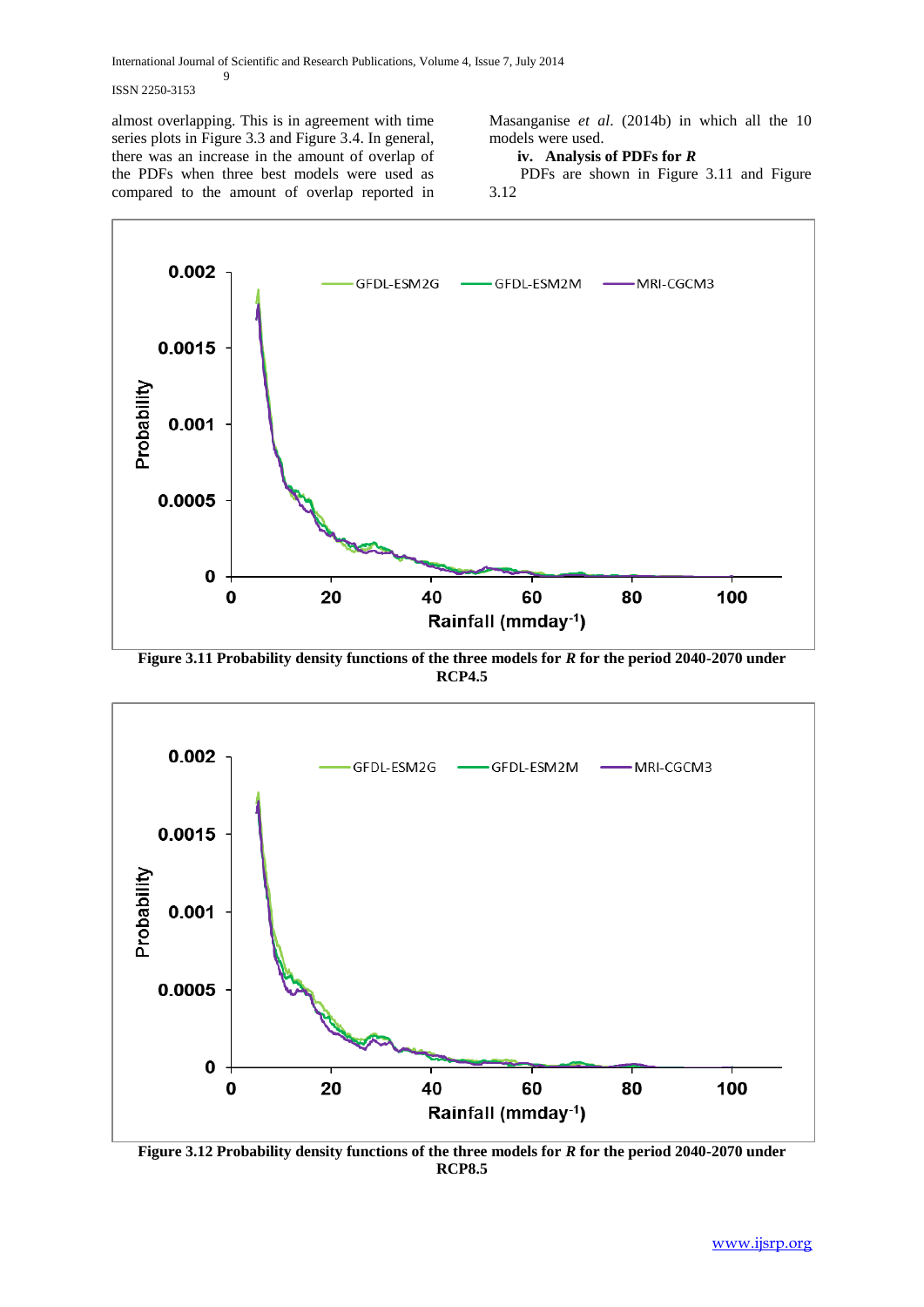almost overlapping. This is in agreement with time series plots in Figure 3.3 and Figure 3.4. In general, there was an increase in the amount of overlap of the PDFs when three best models were used as compared to the amount of overlap reported in Masanganise *et al*. (2014b) in which all the 10 models were used.

**iv. Analysis of PDFs for *R***

PDFs are shown in Figure 3.11 and Figure 3.12

**Figure 3.11 Probability density functions of the three models for *R* for the period 2040-2070 under RCP4.5**

**Figure 3.12 Probability density functions of the three models for *R* for the period 2040-2070 under RCP8.5**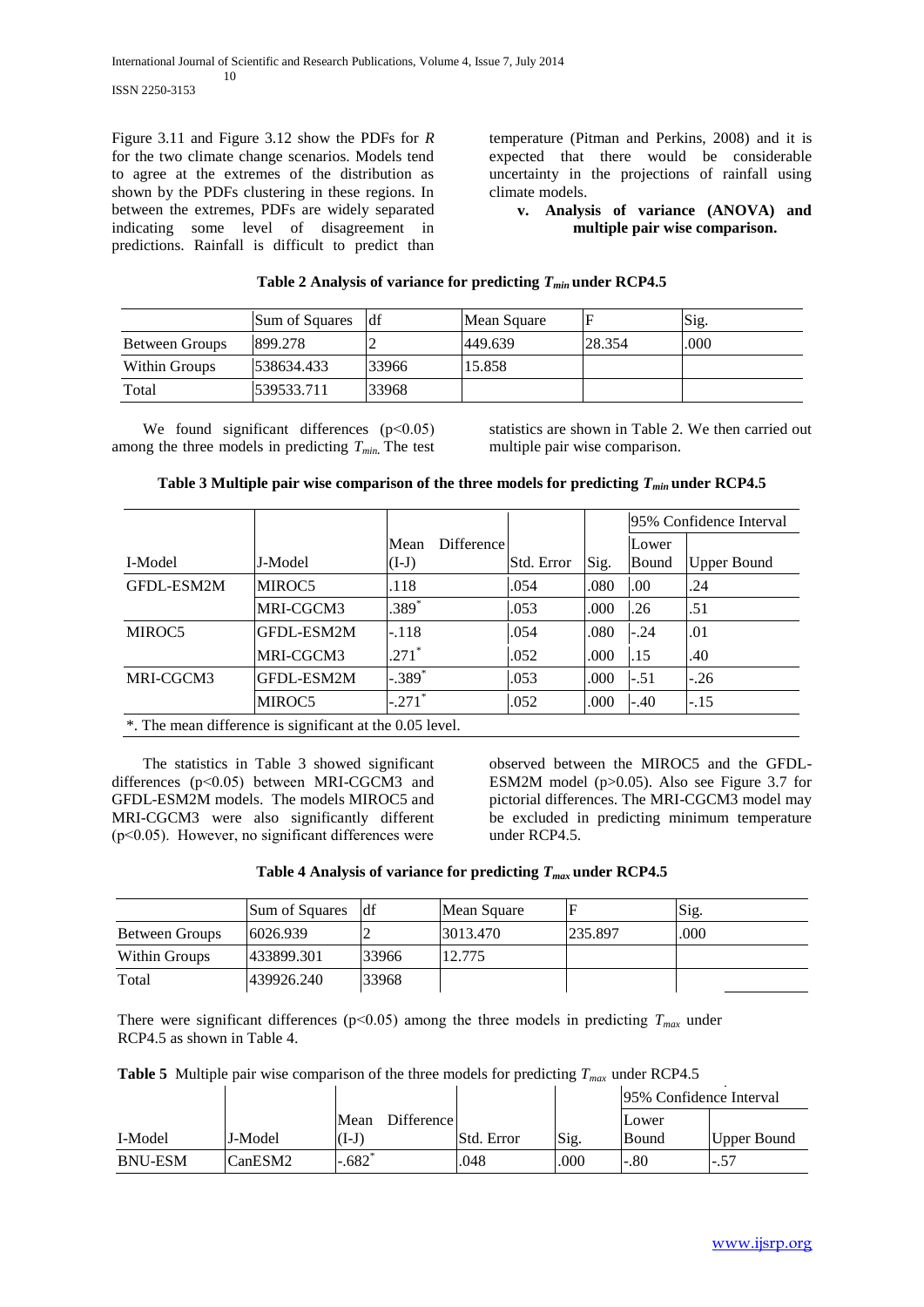Figure 3.11 and Figure 3.12 show the PDFs for *R* for the two climate change scenarios. Models tend to agree at the extremes of the distribution as shown by the PDFs clustering in these regions. In between the extremes, PDFs are widely separated indicating some level of disagreement in predictions. Rainfall is difficult to predict than temperature (Pitman and Perkins, 2008) and it is expected that there would be considerable uncertainty in the projections of rainfall using climate models.

**v. Analysis of variance (ANOVA) and multiple pair wise comparison.**

**Table 2 Analysis of variance for predicting $T_{min}$ under RCP4.5**

| | Sum of Squares | df | Mean Square | F | Sig. |
|---|---|---|---|---|---|
| Between Groups | 899.278 | 2 | 449.639 | 28.354 | .000 |
| Within Groups | 538634.433 | 33966 | 15.858 | | |
| Total | 539533.711 | 33968 | | | |

We found significant differences ($p<0.05$) among the three models in predicting $T_{min.}$ The test statistics are shown in Table 2. We then carried out multiple pair wise comparison.

**Table 3 Multiple pair wise comparison of the three models for predicting $T_{min}$ under RCP4.5**

| | | | | | 95% Confidence Interval | |
|---|---|---|---|---|---|---|
| I-Model | J-Model | Mean Difference (I-J) | Std. Error | Sig. | Lower Bound | Upper Bound |
| GFDL-ESM2M | MIROC5 | .118 | .054 | .080 | .00 | .24 |
| | MRI-CGCM3 | .389* | .053 | .000 | .26 | .51 |
| MIROC5 | GFDL-ESM2M | -.118 | .054 | .080 | -.24 | .01 |
| | MRI-CGCM3 | .271* | .052 | .000 | .15 | .40 |
| MRI-CGCM3 | GFDL-ESM2M | -.389* | .053 | .000 | -.51 | -.26 |
| | MIROC5 | -.271* | .052 | .000 | -.40 | -.15 |

*. The mean difference is significant at the 0.05 level.

The statistics in Table 3 showed significant differences ($p<0.05$) between MRI-CGCM3 and GFDL-ESM2M models. The models MIROC5 and MRI-CGCM3 were also significantly different ($p<0.05$). However, no significant differences were observed between the MIROC5 and the GFDL-ESM2M model ($p>0.05$). Also see Figure 3.7 for pictorial differences. The MRI-CGCM3 model may be excluded in predicting minimum temperature under RCP4.5.

**Table 4 Analysis of variance for predicting $T_{max}$ under RCP4.5**

| | Sum of Squares | df | Mean Square | F | Sig. |
|---|---|---|---|---|---|
| Between Groups | 6026.939 | 2 | 3013.470 | 235.897 | .000 |
| Within Groups | 433899.301 | 33966 | 12.775 | | |
| Total | 439926.240 | 33968 | | | |

There were significant differences ($p<0.05$) among the three models in predicting $T_{max}$ under RCP4.5 as shown in Table 4.

**Table 5** Multiple pair wise comparison of the three models for predicting $T_{max}$ under RCP4.5

| | | | | | 95% Confidence Interval | |
|---|---|---|---|---|---|---|
| I-Model | J-Model | Mean Difference (I-J) | Std. Error | Sig. | Lower Bound | Upper Bound |
| BNU-ESM | CanESM2 | -.682* | .048 | .000 | -.80 | -.57 |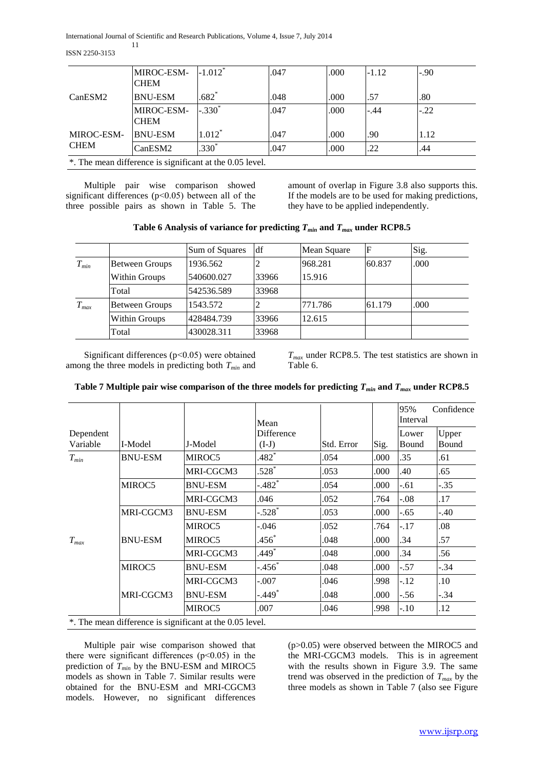| | MIROC-ESM-CHEM | $-1.012^*$ | .047 | .000 | -1.12 | -.90 |
|---|---|---|---|---|---|---|
| CanESM2 | BNU-ESM | $.682^*$ | .048 | .000 | .57 | .80 |
| | MIROC-ESM-CHEM | $-.330^*$ | .047 | .000 | -.44 | -.22 |
| MIROC-ESM-CHEM | BNU-ESM | $1.012^*$ | .047 | .000 | .90 | 1.12 |
| | CanESM2 | $.330^*$ | .047 | .000 | .22 | .44 |

*. The mean difference is significant at the 0.05 level.

Multiple pair wise comparison showed significant differences ($p<0.05$) between all of the three possible pairs as shown in Table 5. The amount of overlap in Figure 3.8 also supports this. If the models are to be used for making predictions, they have to be applied independently.

**Table 6 Analysis of variance for predicting $T_{min}$ and $T_{max}$ under RCP8.5**

| | | Sum of Squares | df | Mean Square | F | Sig. |
|---|---|---|---|---|---|---|
| $T_{min}$ | Between Groups | 1936.562 | 2 | 968.281 | 60.837 | .000 |
| | Within Groups | 540600.027 | 33966 | 15.916 | | |
| | Total | 542536.589 | 33968 | | | |
| $T_{max}$ | Between Groups | 1543.572 | 2 | 771.786 | 61.179 | .000 |
| | Within Groups | 428484.739 | 33966 | 12.615 | | |
| | Total | 430028.311 | 33968 | | | |

Significant differences ($p<0.05$) were obtained among the three models in predicting both $T_{min}$ and $T_{max}$ under RCP8.5. The test statistics are shown in Table 6.

**Table 7 Multiple pair wise comparison of the three models for predicting $T_{min}$ and $T_{max}$ under RCP8.5**

| Dependent Variable | I-Model | J-Model | Mean Difference (I-J) | Std. Error | Sig. | 95% Confidence Interval Lower Bound | Upper Bound |
|---|---|---|---|---|---|---|---|
| $T_{min}$ | BNU-ESM | MIROC5 | $.482^*$ | .054 | .000 | .35 | .61 |
| | | MRI-CGCM3 | $.528^*$ | .053 | .000 | .40 | .65 |
| | MIROC5 | BNU-ESM | $-.482^*$ | .054 | .000 | -.61 | -.35 |
| | | MRI-CGCM3 | .046 | .052 | .764 | -.08 | .17 |
| | MRI-CGCM3 | BNU-ESM | $-.528^*$ | .053 | .000 | -.65 | -.40 |
| | | MIROC5 | -.046 | .052 | .764 | -.17 | .08 |
| $T_{max}$ | BNU-ESM | MIROC5 | $.456^*$ | .048 | .000 | .34 | .57 |
| | | MRI-CGCM3 | $.449^*$ | .048 | .000 | .34 | .56 |
| | MIROC5 | BNU-ESM | $-.456^*$ | .048 | .000 | -.57 | -.34 |
| | | MRI-CGCM3 | -.007 | .046 | .998 | -.12 | .10 |
| | MRI-CGCM3 | BNU-ESM | $-.449^*$ | .048 | .000 | -.56 | -.34 |
| | | MIROC5 | .007 | .046 | .998 | -.10 | .12 |

*. The mean difference is significant at the 0.05 level.

Multiple pair wise comparison showed that there were significant differences ($p<0.05$) in the prediction of $T_{min}$ by the BNU-ESM and MIROC5 models as shown in Table 7. Similar results were obtained for the BNU-ESM and MRI-CGCM3 models. However, no significant differences ($p>0.05$) were observed between the MIROC5 and the MRI-CGCM3 models. This is in agreement with the results shown in Figure 3.9. The same trend was observed in the prediction of $T_{max}$ by the three models as shown in Table 7 (also see Figure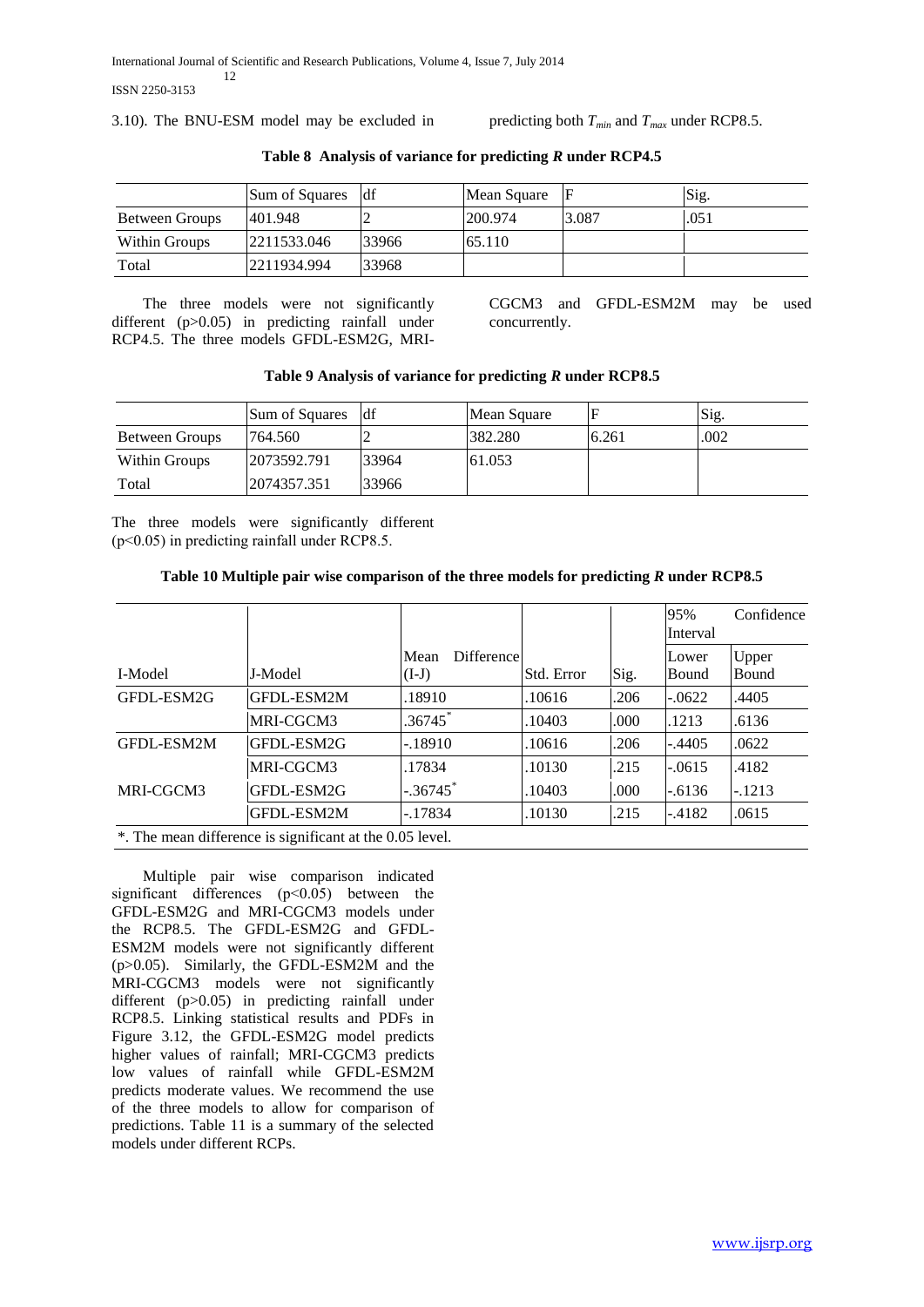3.10). The BNU-ESM model may be excluded in predicting both $T_{min}$ and $T_{max}$ under RCP8.5.

**Table 8 Analysis of variance for predicting *R* under RCP4.5**

| | Sum of Squares | df | Mean Square | F | Sig. |
|---|---|---|---|---|---|
| Between Groups | 401.948 | 2 | 200.974 | 3.087 | .051 |
| Within Groups | 2211533.046 | 33966 | 65.110 | | |
| Total | 2211934.994 | 33968 | | | |

The three models were not significantly different ($p>0.05$) in predicting rainfall under RCP4.5. The three models GFDL-ESM2G, MRI-CGCM3 and GFDL-ESM2M may be used concurrently.

**Table 9 Analysis of variance for predicting *R* under RCP8.5**

| | Sum of Squares | df | Mean Square | F | Sig. |
|---|---|---|---|---|---|
| Between Groups | 764.560 | 2 | 382.280 | 6.261 | .002 |
| Within Groups | 2073592.791 | 33964 | 61.053 | | |
| Total | 2074357.351 | 33966 | | | |

The three models were significantly different ($p<0.05$) in predicting rainfall under RCP8.5.

**Table 10 Multiple pair wise comparison of the three models for predicting *R* under RCP8.5**

| | | | | | 95% Confidence Interval | |
|---|---|---|---|---|---|---|
| I-Model | J-Model | Mean Difference (I-J) | Std. Error | Sig. | Lower Bound | Upper Bound |
| GFDL-ESM2G | GFDL-ESM2M | .18910 | .10616 | .206 | -.0622 | .4405 |
| | MRI-CGCM3 | .36745* | .10403 | .000 | .1213 | .6136 |
| GFDL-ESM2M | GFDL-ESM2G | -.18910 | .10616 | .206 | -.4405 | .0622 |
| | MRI-CGCM3 | .17834 | .10130 | .215 | -.0615 | .4182 |
| MRI-CGCM3 | GFDL-ESM2G | -.36745* | .10403 | .000 | -.6136 | -.1213 |
| | GFDL-ESM2M | -.17834 | .10130 | .215 | -.4182 | .0615 |

*. The mean difference is significant at the 0.05 level.

Multiple pair wise comparison indicated significant differences ($p<0.05$) between the GFDL-ESM2G and MRI-CGCM3 models under the RCP8.5. The GFDL-ESM2G and GFDL-ESM2M models were not significantly different ($p>0.05$). Similarly, the GFDL-ESM2M and the MRI-CGCM3 models were not significantly different ($p>0.05$) in predicting rainfall under RCP8.5. Linking statistical results and PDFs in Figure 3.12, the GFDL-ESM2G model predicts higher values of rainfall; MRI-CGCM3 predicts low values of rainfall while GFDL-ESM2M predicts moderate values. We recommend the use of the three models to allow for comparison of predictions. Table 11 is a summary of the selected models under different RCPs.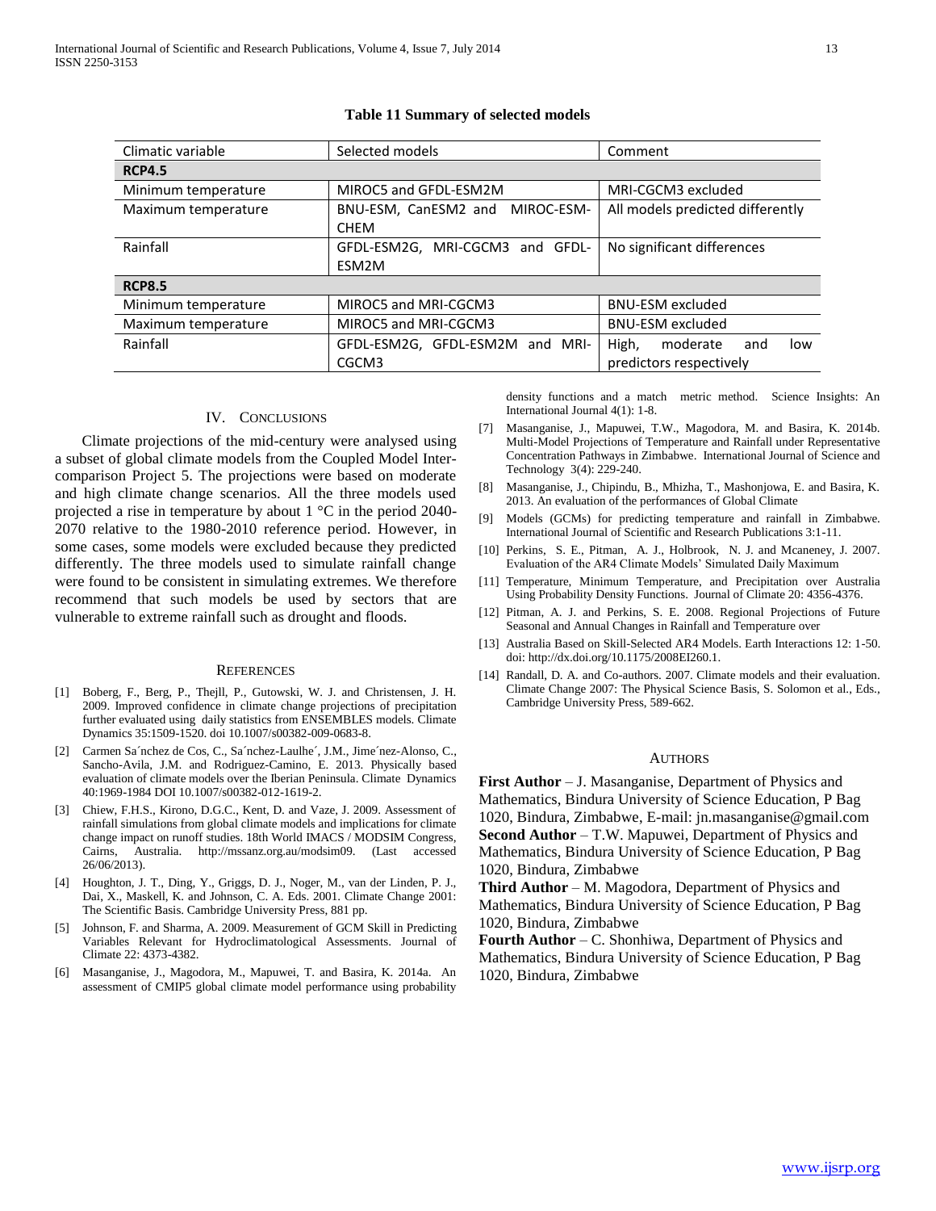**Table 11 Summary of selected models**

| Climatic variable | Selected models | Comment |
|---|---|---|
| **RCP4.5** | | |
| Minimum temperature | MIROC5 and GFDL-ESM2M | MRI-CGCM3 excluded |
| Maximum temperature | BNU-ESM, CanESM2 and MIROC-ESM-CHEM | All models predicted differently |
| Rainfall | GFDL-ESM2G, MRI-CGCM3 and GFDL-ESM2M | No significant differences |
| **RCP8.5** | | |
| Minimum temperature | MIROC5 and MRI-CGCM3 | BNU-ESM excluded |
| Maximum temperature | MIROC5 and MRI-CGCM3 | BNU-ESM excluded |
| Rainfall | GFDL-ESM2G, GFDL-ESM2M and MRI-CGCM3 | High, moderate and low predictors respectively |

## IV. Conclusions

Climate projections of the mid-century were analysed using a subset of global climate models from the Coupled Model Inter-comparison Project 5. The projections were based on moderate and high climate change scenarios. All the three models used projected a rise in temperature by about 1 °C in the period 2040-2070 relative to the 1980-2010 reference period. However, in some cases, some models were excluded because they predicted differently. The three models used to simulate rainfall change were found to be consistent in simulating extremes. We therefore recommend that such models be used by sectors that are vulnerable to extreme rainfall such as drought and floods.

## References

[1] Boberg, F., Berg, P., Thejll, P., Gutowski, W. J. and Christensen, J. H. 2009. Improved confidence in climate change projections of precipitation further evaluated using daily statistics from ENSEMBLES models. Climate Dynamics 35:1509-1520. doi 10.1007/s00382-009-0683-8.

[2] Carmen Sa´nchez de Cos, C., Sa´nchez-Laulhe´, J.M., Jime´nez-Alonso, C., Sancho-Avila, J.M. and Rodriguez-Camino, E. 2013. Physically based evaluation of climate models over the Iberian Peninsula. Climate Dynamics 40:1969-1984 DOI 10.1007/s00382-012-1619-2.

[3] Chiew, F.H.S., Kirono, D.G.C., Kent, D. and Vaze, J. 2009. Assessment of rainfall simulations from global climate models and implications for climate change impact on runoff studies. 18th World IMACS / MODSIM Congress, Cairns, Australia. http://mssanz.org.au/modsim09. (Last accessed 26/06/2013).

[4] Houghton, J. T., Ding, Y., Griggs, D. J., Noger, M., van der Linden, P. J., Dai, X., Maskell, K. and Johnson, C. A. Eds. 2001. Climate Change 2001: The Scientific Basis. Cambridge University Press, 881 pp.

[5] Johnson, F. and Sharma, A. 2009. Measurement of GCM Skill in Predicting Variables Relevant for Hydroclimatological Assessments. Journal of Climate 22: 4373-4382.

[6] Masanganise, J., Magodora, M., Mapuwei, T. and Basira, K. 2014a. An assessment of CMIP5 global climate model performance using probability density functions and a match metric method. Science Insights: An International Journal 4(1): 1-8.

[7] Masanganise, J., Mapuwei, T.W., Magodora, M. and Basira, K. 2014b. Multi-Model Projections of Temperature and Rainfall under Representative Concentration Pathways in Zimbabwe. International Journal of Science and Technology 3(4): 229-240.

[8] Masanganise, J., Chipindu, B., Mhizha, T., Mashonjowa, E. and Basira, K. 2013. An evaluation of the performances of Global Climate

[9] Models (GCMs) for predicting temperature and rainfall in Zimbabwe. International Journal of Scientific and Research Publications 3:1-11.

[10] Perkins, S. E., Pitman, A. J., Holbrook, N. J. and Mcaneney, J. 2007. Evaluation of the AR4 Climate Models' Simulated Daily Maximum

[11] Temperature, Minimum Temperature, and Precipitation over Australia Using Probability Density Functions. Journal of Climate 20: 4356-4376.

[12] Pitman, A. J. and Perkins, S. E. 2008. Regional Projections of Future Seasonal and Annual Changes in Rainfall and Temperature over

[13] Australia Based on Skill-Selected AR4 Models. Earth Interactions 12: 1-50. doi: http://dx.doi.org/10.1175/2008EI260.1.

[14] Randall, D. A. and Co-authors. 2007. Climate models and their evaluation. Climate Change 2007: The Physical Science Basis, S. Solomon et al., Eds., Cambridge University Press, 589-662.

## Authors

**First Author** – J. Masanganise, Department of Physics and Mathematics, Bindura University of Science Education, P Bag 1020, Bindura, Zimbabwe, E-mail: jn.masanganise@gmail.com

**Second Author** – T.W. Mapuwei, Department of Physics and Mathematics, Bindura University of Science Education, P Bag 1020, Bindura, Zimbabwe

**Third Author** – M. Magodora, Department of Physics and Mathematics, Bindura University of Science Education, P Bag 1020, Bindura, Zimbabwe

**Fourth Author** – C. Shonhiwa, Department of Physics and Mathematics, Bindura University of Science Education, P Bag 1020, Bindura, Zimbabwe